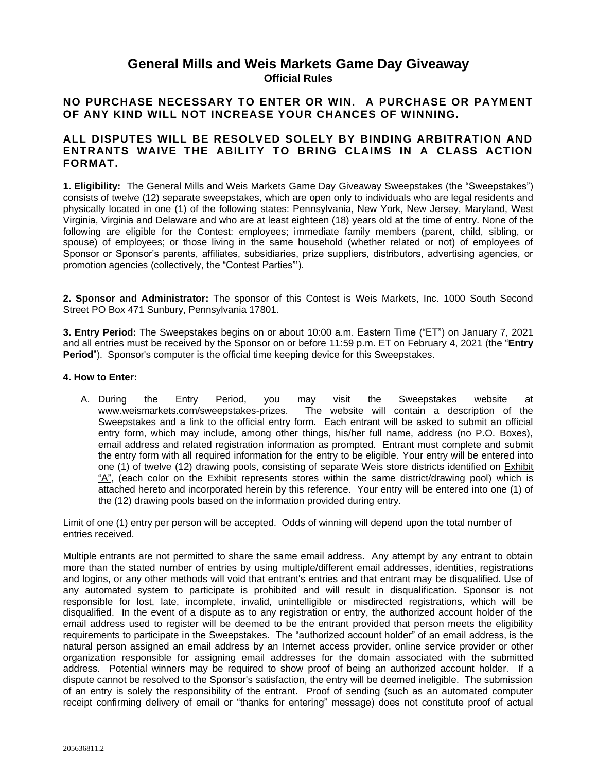# General Mills and Weis Markets Game Day Giveaway

**Official Rules**

**NO PURCHASE NECESSARY TO ENTER OR WIN. A PURCHASE OR PAYMENT OF ANY KIND WILL NOT INCREASE YOUR CHANCES OF WINNING.**

**ALL DISPUTES WILL BE RESOLVED SOLELY BY BINDING ARBITRATION AND ENTRANTS WAIVE THE ABILITY TO BRING CLAIMS IN A CLASS ACTION FORMAT.**

**1. Eligibility:** The General Mills and Weis Markets Game Day Giveaway Sweepstakes (the "Sweepstakes") consists of twelve (12) separate sweepstakes, which are open only to individuals who are legal residents and physically located in one (1) of the following states: Pennsylvania, New York, New Jersey, Maryland, West Virginia, Virginia and Delaware and who are at least eighteen (18) years old at the time of entry. None of the following are eligible for the Contest: employees; immediate family members (parent, child, sibling, or spouse) of employees; or those living in the same household (whether related or not) of employees of Sponsor or Sponsor's parents, affiliates, subsidiaries, prize suppliers, distributors, advertising agencies, or promotion agencies (collectively, the "Contest Parties"').

**2. Sponsor and Administrator:** The sponsor of this Contest is Weis Markets, Inc. 1000 South Second Street PO Box 471 Sunbury, Pennsylvania 17801.

**3. Entry Period:** The Sweepstakes begins on or about 10:00 a.m. Eastern Time ("ET") on January 7, 2021 and all entries must be received by the Sponsor on or before 11:59 p.m. ET on February 4, 2021 (the "**Entry Period**"). Sponsor's computer is the official time keeping device for this Sweepstakes.

**4. How to Enter:**

A. During the Entry Period, you may visit the Sweepstakes website at www.weismarkets.com/sweepstakes-prizes. The website will contain a description of the Sweepstakes and a link to the official entry form. Each entrant will be asked to submit an official entry form, which may include, among other things, his/her full name, address (no P.O. Boxes), email address and related registration information as prompted. Entrant must complete and submit the entry form with all required information for the entry to be eligible. Your entry will be entered into one (1) of twelve (12) drawing pools, consisting of separate Weis store districts identified on Exhibit "A", (each color on the Exhibit represents stores within the same district/drawing pool) which is attached hereto and incorporated herein by this reference. Your entry will be entered into one (1) of the (12) drawing pools based on the information provided during entry.

Limit of one (1) entry per person will be accepted. Odds of winning will depend upon the total number of entries received.

Multiple entrants are not permitted to share the same email address. Any attempt by any entrant to obtain more than the stated number of entries by using multiple/different email addresses, identities, registrations and logins, or any other methods will void that entrant's entries and that entrant may be disqualified. Use of any automated system to participate is prohibited and will result in disqualification. Sponsor is not responsible for lost, late, incomplete, invalid, unintelligible or misdirected registrations, which will be disqualified. In the event of a dispute as to any registration or entry, the authorized account holder of the email address used to register will be deemed to be the entrant provided that person meets the eligibility requirements to participate in the Sweepstakes. The "authorized account holder" of an email address, is the natural person assigned an email address by an Internet access provider, online service provider or other organization responsible for assigning email addresses for the domain associated with the submitted address. Potential winners may be required to show proof of being an authorized account holder. If a dispute cannot be resolved to the Sponsor's satisfaction, the entry will be deemed ineligible. The submission of an entry is solely the responsibility of the entrant. Proof of sending (such as an automated computer receipt confirming delivery of email or "thanks for entering" message) does not constitute proof of actual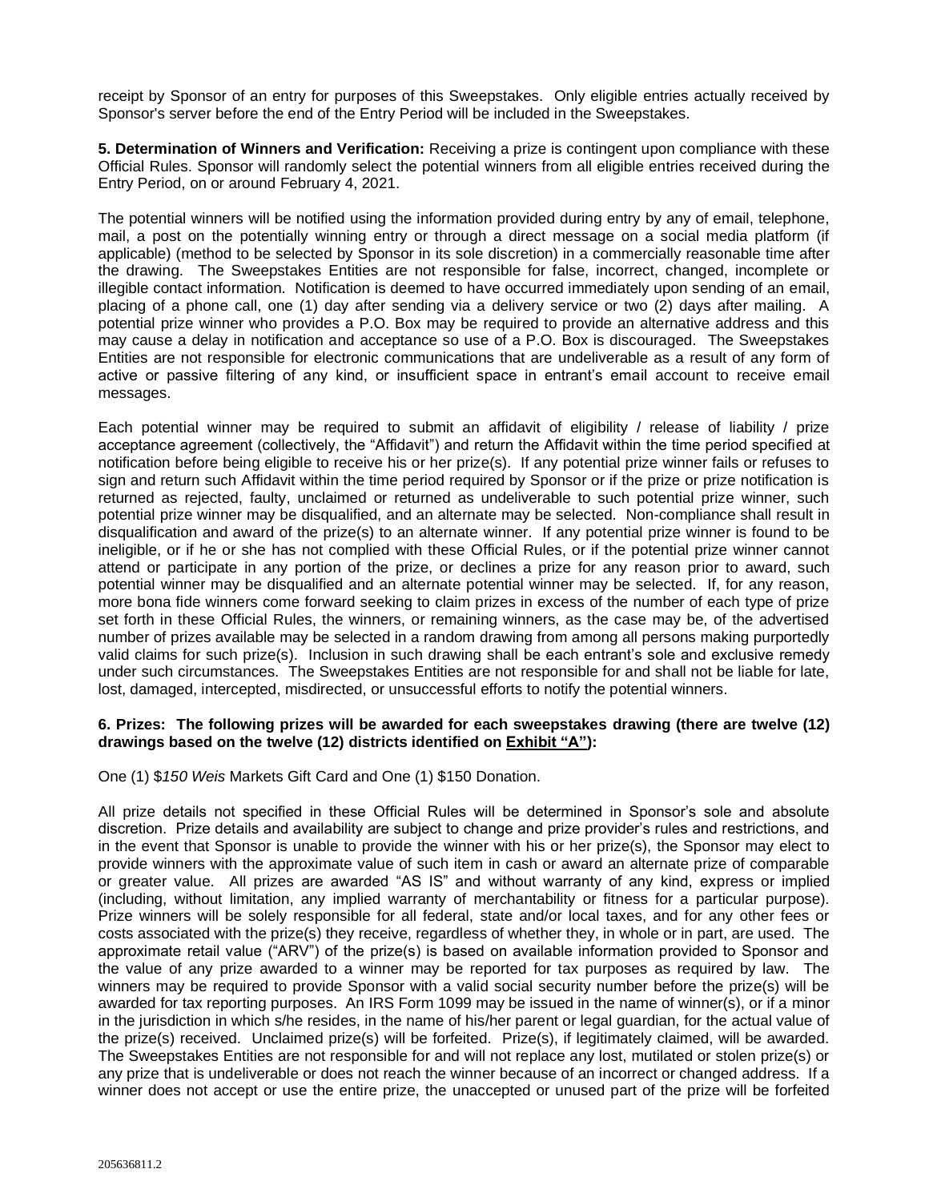receipt by Sponsor of an entry for purposes of this Sweepstakes. Only eligible entries actually received by Sponsor's server before the end of the Entry Period will be included in the Sweepstakes.

**5. Determination of Winners and Verification:** Receiving a prize is contingent upon compliance with these Official Rules. Sponsor will randomly select the potential winners from all eligible entries received during the Entry Period, on or around February 4, 2021.

The potential winners will be notified using the information provided during entry by any of email, telephone, mail, a post on the potentially winning entry or through a direct message on a social media platform (if applicable) (method to be selected by Sponsor in its sole discretion) in a commercially reasonable time after the drawing. The Sweepstakes Entities are not responsible for false, incorrect, changed, incomplete or illegible contact information. Notification is deemed to have occurred immediately upon sending of an email, placing of a phone call, one (1) day after sending via a delivery service or two (2) days after mailing. A potential prize winner who provides a P.O. Box may be required to provide an alternative address and this may cause a delay in notification and acceptance so use of a P.O. Box is discouraged. The Sweepstakes Entities are not responsible for electronic communications that are undeliverable as a result of any form of active or passive filtering of any kind, or insufficient space in entrant's email account to receive email messages.

Each potential winner may be required to submit an affidavit of eligibility / release of liability / prize acceptance agreement (collectively, the "Affidavit") and return the Affidavit within the time period specified at notification before being eligible to receive his or her prize(s). If any potential prize winner fails or refuses to sign and return such Affidavit within the time period required by Sponsor or if the prize or prize notification is returned as rejected, faulty, unclaimed or returned as undeliverable to such potential prize winner, such potential prize winner may be disqualified, and an alternate may be selected. Non-compliance shall result in disqualification and award of the prize(s) to an alternate winner. If any potential prize winner is found to be ineligible, or if he or she has not complied with these Official Rules, or if the potential prize winner cannot attend or participate in any portion of the prize, or declines a prize for any reason prior to award, such potential winner may be disqualified and an alternate potential winner may be selected. If, for any reason, more bona fide winners come forward seeking to claim prizes in excess of the number of each type of prize set forth in these Official Rules, the winners, or remaining winners, as the case may be, of the advertised number of prizes available may be selected in a random drawing from among all persons making purportedly valid claims for such prize(s). Inclusion in such drawing shall be each entrant's sole and exclusive remedy under such circumstances. The Sweepstakes Entities are not responsible for and shall not be liable for late, lost, damaged, intercepted, misdirected, or unsuccessful efforts to notify the potential winners.

**6. Prizes: The following prizes will be awarded for each sweepstakes drawing (there are twelve (12) drawings based on the twelve (12) districts identified on Exhibit "A"):**

One (1) $*150 Weis* Markets Gift Card and One (1) $150 Donation.

All prize details not specified in these Official Rules will be determined in Sponsor's sole and absolute discretion. Prize details and availability are subject to change and prize provider's rules and restrictions, and in the event that Sponsor is unable to provide the winner with his or her prize(s), the Sponsor may elect to provide winners with the approximate value of such item in cash or award an alternate prize of comparable or greater value. All prizes are awarded "AS IS" and without warranty of any kind, express or implied (including, without limitation, any implied warranty of merchantability or fitness for a particular purpose). Prize winners will be solely responsible for all federal, state and/or local taxes, and for any other fees or costs associated with the prize(s) they receive, regardless of whether they, in whole or in part, are used. The approximate retail value ("ARV") of the prize(s) is based on available information provided to Sponsor and the value of any prize awarded to a winner may be reported for tax purposes as required by law. The winners may be required to provide Sponsor with a valid social security number before the prize(s) will be awarded for tax reporting purposes. An IRS Form 1099 may be issued in the name of winner(s), or if a minor in the jurisdiction in which s/he resides, in the name of his/her parent or legal guardian, for the actual value of the prize(s) received. Unclaimed prize(s) will be forfeited. Prize(s), if legitimately claimed, will be awarded. The Sweepstakes Entities are not responsible for and will not replace any lost, mutilated or stolen prize(s) or any prize that is undeliverable or does not reach the winner because of an incorrect or changed address. If a winner does not accept or use the entire prize, the unaccepted or unused part of the prize will be forfeited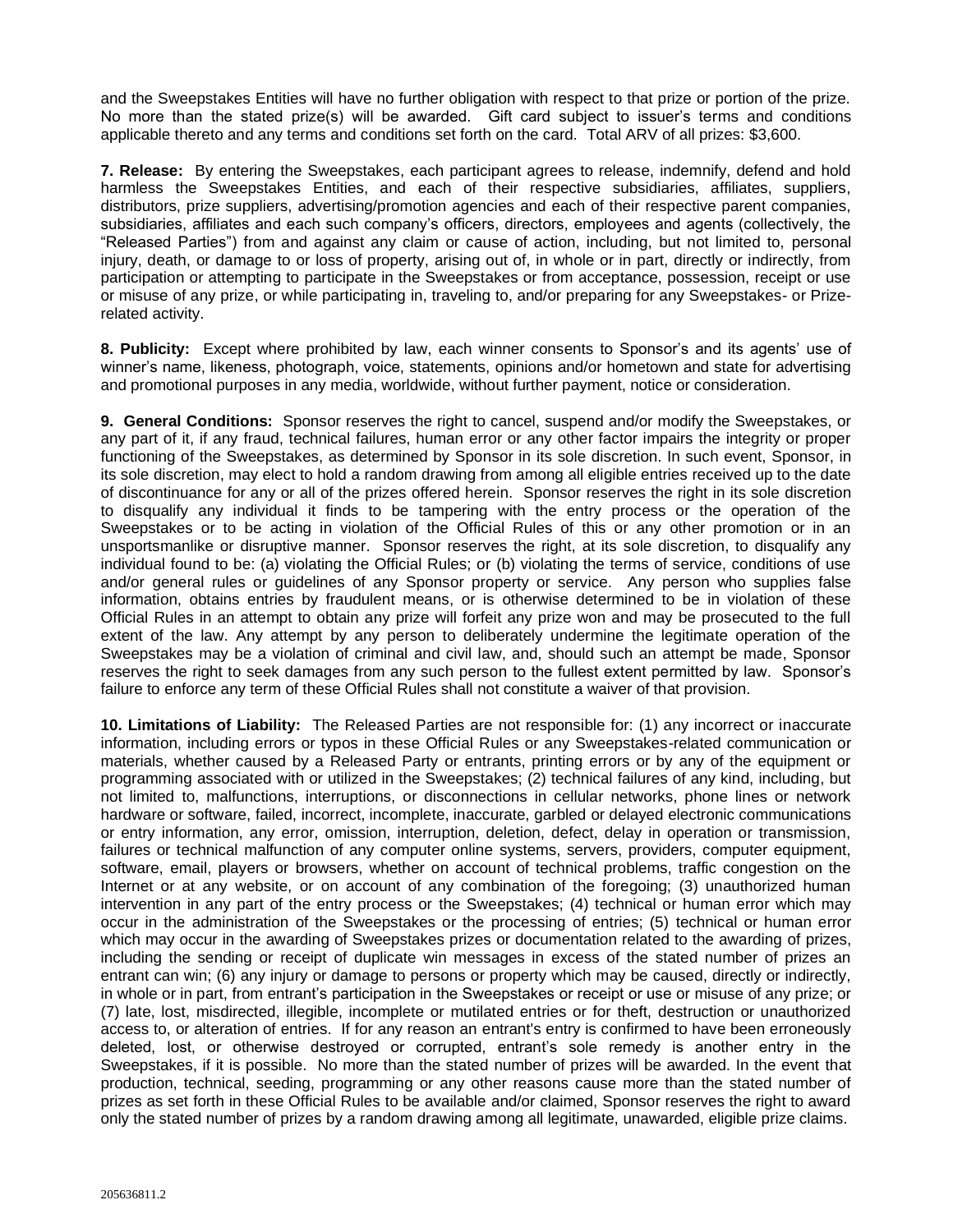and the Sweepstakes Entities will have no further obligation with respect to that prize or portion of the prize. No more than the stated prize(s) will be awarded. Gift card subject to issuer's terms and conditions applicable thereto and any terms and conditions set forth on the card. Total ARV of all prizes: $3,600.

**7. Release:** By entering the Sweepstakes, each participant agrees to release, indemnify, defend and hold harmless the Sweepstakes Entities, and each of their respective subsidiaries, affiliates, suppliers, distributors, prize suppliers, advertising/promotion agencies and each of their respective parent companies, subsidiaries, affiliates and each such company's officers, directors, employees and agents (collectively, the "Released Parties") from and against any claim or cause of action, including, but not limited to, personal injury, death, or damage to or loss of property, arising out of, in whole or in part, directly or indirectly, from participation or attempting to participate in the Sweepstakes or from acceptance, possession, receipt or use or misuse of any prize, or while participating in, traveling to, and/or preparing for any Sweepstakes- or Prize-related activity.

**8. Publicity:** Except where prohibited by law, each winner consents to Sponsor's and its agents' use of winner's name, likeness, photograph, voice, statements, opinions and/or hometown and state for advertising and promotional purposes in any media, worldwide, without further payment, notice or consideration.

**9. General Conditions:** Sponsor reserves the right to cancel, suspend and/or modify the Sweepstakes, or any part of it, if any fraud, technical failures, human error or any other factor impairs the integrity or proper functioning of the Sweepstakes, as determined by Sponsor in its sole discretion. In such event, Sponsor, in its sole discretion, may elect to hold a random drawing from among all eligible entries received up to the date of discontinuance for any or all of the prizes offered herein. Sponsor reserves the right in its sole discretion to disqualify any individual it finds to be tampering with the entry process or the operation of the Sweepstakes or to be acting in violation of the Official Rules of this or any other promotion or in an unsportsmanlike or disruptive manner. Sponsor reserves the right, at its sole discretion, to disqualify any individual found to be: (a) violating the Official Rules; or (b) violating the terms of service, conditions of use and/or general rules or guidelines of any Sponsor property or service. Any person who supplies false information, obtains entries by fraudulent means, or is otherwise determined to be in violation of these Official Rules in an attempt to obtain any prize will forfeit any prize won and may be prosecuted to the full extent of the law. Any attempt by any person to deliberately undermine the legitimate operation of the Sweepstakes may be a violation of criminal and civil law, and, should such an attempt be made, Sponsor reserves the right to seek damages from any such person to the fullest extent permitted by law. Sponsor's failure to enforce any term of these Official Rules shall not constitute a waiver of that provision.

**10. Limitations of Liability:** The Released Parties are not responsible for: (1) any incorrect or inaccurate information, including errors or typos in these Official Rules or any Sweepstakes-related communication or materials, whether caused by a Released Party or entrants, printing errors or by any of the equipment or programming associated with or utilized in the Sweepstakes; (2) technical failures of any kind, including, but not limited to, malfunctions, interruptions, or disconnections in cellular networks, phone lines or network hardware or software, failed, incorrect, incomplete, inaccurate, garbled or delayed electronic communications or entry information, any error, omission, interruption, deletion, defect, delay in operation or transmission, failures or technical malfunction of any computer online systems, servers, providers, computer equipment, software, email, players or browsers, whether on account of technical problems, traffic congestion on the Internet or at any website, or on account of any combination of the foregoing; (3) unauthorized human intervention in any part of the entry process or the Sweepstakes; (4) technical or human error which may occur in the administration of the Sweepstakes or the processing of entries; (5) technical or human error which may occur in the awarding of Sweepstakes prizes or documentation related to the awarding of prizes, including the sending or receipt of duplicate win messages in excess of the stated number of prizes an entrant can win; (6) any injury or damage to persons or property which may be caused, directly or indirectly, in whole or in part, from entrant's participation in the Sweepstakes or receipt or use or misuse of any prize; or (7) late, lost, misdirected, illegible, incomplete or mutilated entries or for theft, destruction or unauthorized access to, or alteration of entries. If for any reason an entrant's entry is confirmed to have been erroneously deleted, lost, or otherwise destroyed or corrupted, entrant's sole remedy is another entry in the Sweepstakes, if it is possible. No more than the stated number of prizes will be awarded. In the event that production, technical, seeding, programming or any other reasons cause more than the stated number of prizes as set forth in these Official Rules to be available and/or claimed, Sponsor reserves the right to award only the stated number of prizes by a random drawing among all legitimate, unawarded, eligible prize claims.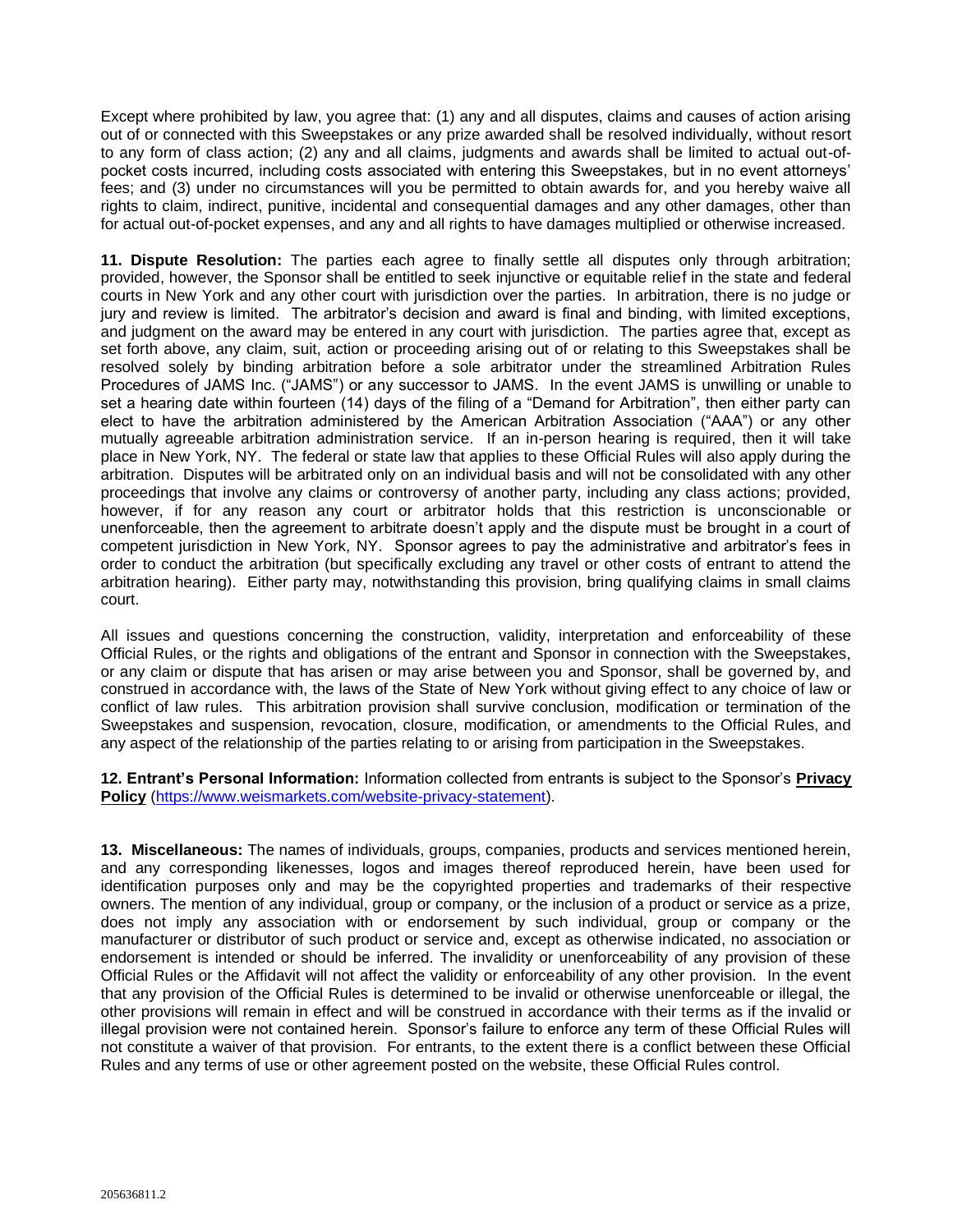Except where prohibited by law, you agree that: (1) any and all disputes, claims and causes of action arising out of or connected with this Sweepstakes or any prize awarded shall be resolved individually, without resort to any form of class action; (2) any and all claims, judgments and awards shall be limited to actual out-of-pocket costs incurred, including costs associated with entering this Sweepstakes, but in no event attorneys' fees; and (3) under no circumstances will you be permitted to obtain awards for, and you hereby waive all rights to claim, indirect, punitive, incidental and consequential damages and any other damages, other than for actual out-of-pocket expenses, and any and all rights to have damages multiplied or otherwise increased.

**11. Dispute Resolution:** The parties each agree to finally settle all disputes only through arbitration; provided, however, the Sponsor shall be entitled to seek injunctive or equitable relief in the state and federal courts in New York and any other court with jurisdiction over the parties. In arbitration, there is no judge or jury and review is limited. The arbitrator's decision and award is final and binding, with limited exceptions, and judgment on the award may be entered in any court with jurisdiction. The parties agree that, except as set forth above, any claim, suit, action or proceeding arising out of or relating to this Sweepstakes shall be resolved solely by binding arbitration before a sole arbitrator under the streamlined Arbitration Rules Procedures of JAMS Inc. ("JAMS") or any successor to JAMS. In the event JAMS is unwilling or unable to set a hearing date within fourteen (14) days of the filing of a "Demand for Arbitration", then either party can elect to have the arbitration administered by the American Arbitration Association ("AAA") or any other mutually agreeable arbitration administration service. If an in-person hearing is required, then it will take place in New York, NY. The federal or state law that applies to these Official Rules will also apply during the arbitration. Disputes will be arbitrated only on an individual basis and will not be consolidated with any other proceedings that involve any claims or controversy of another party, including any class actions; provided, however, if for any reason any court or arbitrator holds that this restriction is unconscionable or unenforceable, then the agreement to arbitrate doesn't apply and the dispute must be brought in a court of competent jurisdiction in New York, NY. Sponsor agrees to pay the administrative and arbitrator's fees in order to conduct the arbitration (but specifically excluding any travel or other costs of entrant to attend the arbitration hearing). Either party may, notwithstanding this provision, bring qualifying claims in small claims court.

All issues and questions concerning the construction, validity, interpretation and enforceability of these Official Rules, or the rights and obligations of the entrant and Sponsor in connection with the Sweepstakes, or any claim or dispute that has arisen or may arise between you and Sponsor, shall be governed by, and construed in accordance with, the laws of the State of New York without giving effect to any choice of law or conflict of law rules. This arbitration provision shall survive conclusion, modification or termination of the Sweepstakes and suspension, revocation, closure, modification, or amendments to the Official Rules, and any aspect of the relationship of the parties relating to or arising from participation in the Sweepstakes.

**12. Entrant's Personal Information:** Information collected from entrants is subject to the Sponsor's **Privacy Policy** (https://www.weismarkets.com/website-privacy-statement).

**13. Miscellaneous:** The names of individuals, groups, companies, products and services mentioned herein, and any corresponding likenesses, logos and images thereof reproduced herein, have been used for identification purposes only and may be the copyrighted properties and trademarks of their respective owners. The mention of any individual, group or company, or the inclusion of a product or service as a prize, does not imply any association with or endorsement by such individual, group or company or the manufacturer or distributor of such product or service and, except as otherwise indicated, no association or endorsement is intended or should be inferred. The invalidity or unenforceability of any provision of these Official Rules or the Affidavit will not affect the validity or enforceability of any other provision. In the event that any provision of the Official Rules is determined to be invalid or otherwise unenforceable or illegal, the other provisions will remain in effect and will be construed in accordance with their terms as if the invalid or illegal provision were not contained herein. Sponsor's failure to enforce any term of these Official Rules will not constitute a waiver of that provision. For entrants, to the extent there is a conflict between these Official Rules and any terms of use or other agreement posted on the website, these Official Rules control.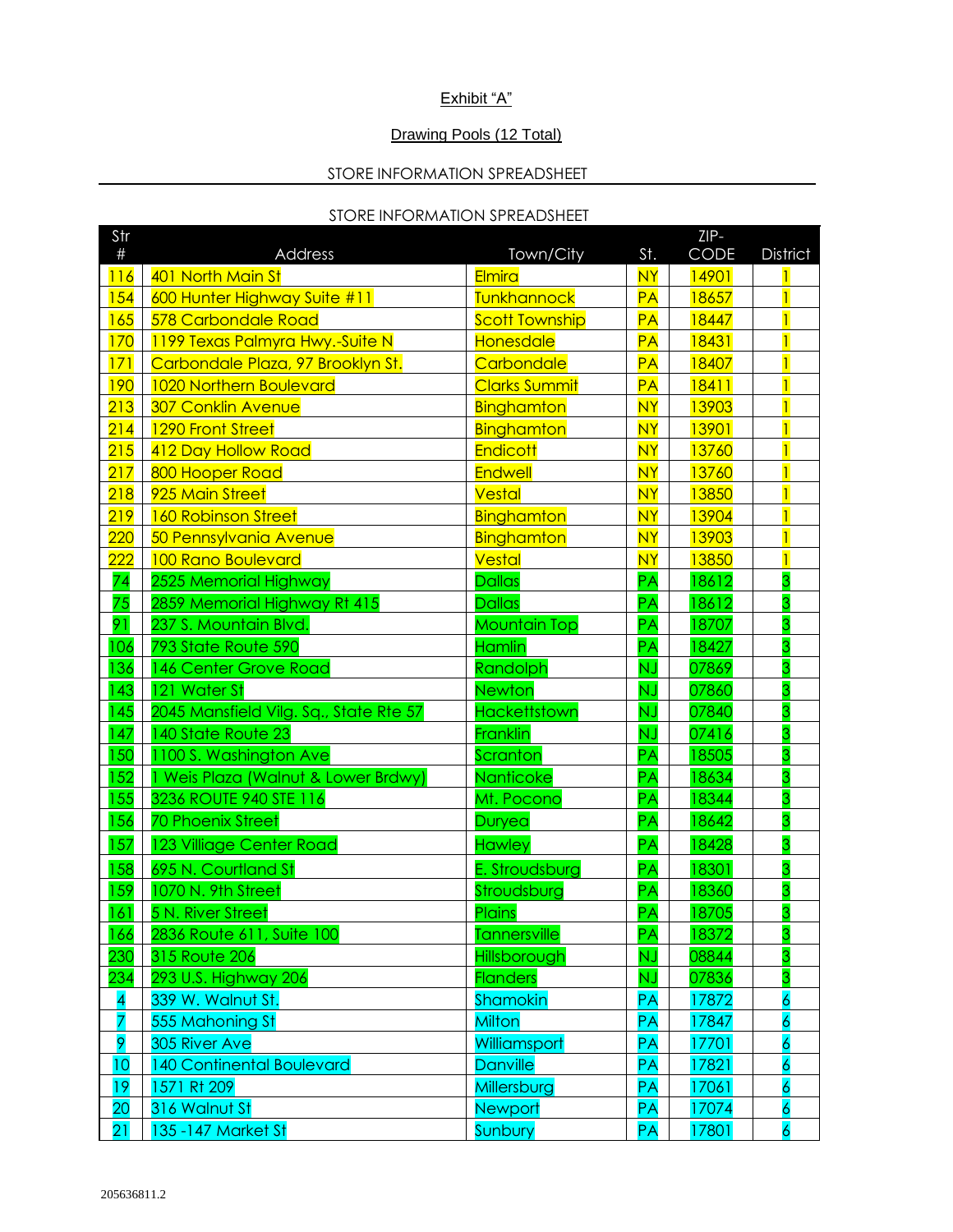Exhibit “A”

Drawing Pools (12 Total)

STORE INFORMATION SPREADSHEET

STORE INFORMATION SPREADSHEET

| Str # | Address | Town/City | St. | ZIP-CODE | District |
|---|---|---|---|---|---|
| 116 | 401 North Main St | Elmira | NY | 14901 | 1 |
| 154 | 600 Hunter Highway Suite #11 | Tunkhannock | PA | 18657 | 1 |
| 165 | 578 Carbondale Road | Scott Township | PA | 18447 | 1 |
| 170 | 1199 Texas Palmyra Hwy.-Suite N | Honesdale | PA | 18431 | 1 |
| 171 | Carbondale Plaza, 97 Brooklyn St. | Carbondale | PA | 18407 | 1 |
| 190 | 1020 Northern Boulevard | Clarks Summit | PA | 18411 | 1 |
| 213 | 307 Conklin Avenue | Binghamton | NY | 13903 | 1 |
| 214 | 1290 Front Street | Binghamton | NY | 13901 | 1 |
| 215 | 412 Day Hollow Road | Endicott | NY | 13760 | 1 |
| 217 | 800 Hooper Road | Endwell | NY | 13760 | 1 |
| 218 | 925 Main Street | Vestal | NY | 13850 | 1 |
| 219 | 160 Robinson Street | Binghamton | NY | 13904 | 1 |
| 220 | 50 Pennsylvania Avenue | Binghamton | NY | 13903 | 1 |
| 222 | 100 Rano Boulevard | Vestal | NY | 13850 | 1 |
| 74 | 2525 Memorial Highway | Dallas | PA | 18612 | 3 |
| 75 | 2859 Memorial Highway Rt 415 | Dallas | PA | 18612 | 3 |
| 91 | 237 S. Mountain Blvd. | Mountain Top | PA | 18707 | 3 |
| 106 | 793 State Route 590 | Hamlin | PA | 18427 | 3 |
| 136 | 146 Center Grove Road | Randolph | NJ | 07869 | 3 |
| 143 | 121 Water St | Newton | NJ | 07860 | 3 |
| 145 | 2045 Mansfield Vilg. Sq., State Rte 57 | Hackettstown | NJ | 07840 | 3 |
| 147 | 140 State Route 23 | Franklin | NJ | 07416 | 3 |
| 150 | 1100 S. Washington Ave | Scranton | PA | 18505 | 3 |
| 152 | 1 Weis Plaza (Walnut & Lower Brdwy) | Nanticoke | PA | 18634 | 3 |
| 155 | 3236 ROUTE 940 STE 116 | Mt. Pocono | PA | 18344 | 3 |
| 156 | 70 Phoenix Street | Duryea | PA | 18642 | 3 |
| 157 | 123 Villiage Center Road | Hawley | PA | 18428 | 3 |
| 158 | 695 N. Courtland St | E. Stroudsburg | PA | 18301 | 3 |
| 159 | 1070 N. 9th Street | Stroudsburg | PA | 18360 | 3 |
| 161 | 5 N. River Street | Plains | PA | 18705 | 3 |
| 166 | 2836 Route 611, Suite 100 | Tannersville | PA | 18372 | 3 |
| 230 | 315 Route 206 | Hillsborough | NJ | 08844 | 3 |
| 234 | 293 U.S. Highway 206 | Flanders | NJ | 07836 | 3 |
| 4 | 339 W. Walnut St. | Shamokin | PA | 17872 | 6 |
| 7 | 555 Mahoning St | Milton | PA | 17847 | 6 |
| 9 | 305 River Ave | Williamsport | PA | 17701 | 6 |
| 10 | 140 Continental Boulevard | Danville | PA | 17821 | 6 |
| 19 | 1571 Rt 209 | Millersburg | PA | 17061 | 6 |
| 20 | 316 Walnut St | Newport | PA | 17074 | 6 |
| 21 | 135 -147 Market St | Sunbury | PA | 17801 | 6 |

205636811.2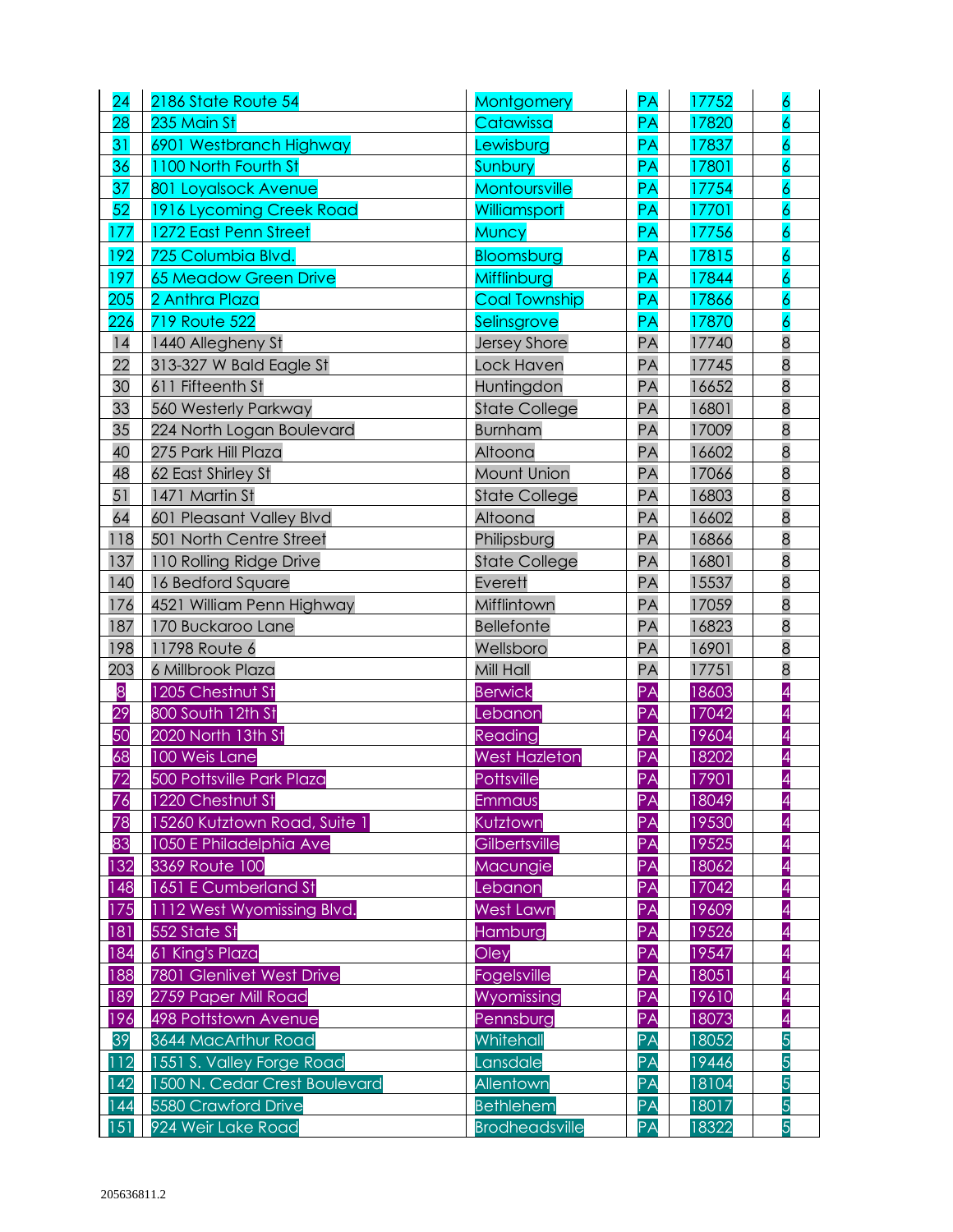| | | | | | |
|---|---|---|---|---|---|
| 24 | 2186 State Route 54 | Montgomery | PA | 17752 | 6 |
| 28 | 235 Main St | Catawissa | PA | 17820 | 6 |
| 31 | 6901 Westbranch Highway | Lewisburg | PA | 17837 | 6 |
| 36 | 1100 North Fourth St | Sunbury | PA | 17801 | 6 |
| 37 | 801 Loyalsock Avenue | Montoursville | PA | 17754 | 6 |
| 52 | 1916 Lycoming Creek Road | Williamsport | PA | 17701 | 6 |
| 177 | 1272 East Penn Street | Muncy | PA | 17756 | 6 |
| 192 | 725 Columbia Blvd. | Bloomsburg | PA | 17815 | 6 |
| 197 | 65 Meadow Green Drive | Mifflinburg | PA | 17844 | 6 |
| 205 | 2 Anthra Plaza | Coal Township | PA | 17866 | 6 |
| 226 | 719 Route 522 | Selinsgrove | PA | 17870 | 6 |
| 14 | 1440 Allegheny St | Jersey Shore | PA | 17740 | 8 |
| 22 | 313-327 W Bald Eagle St | Lock Haven | PA | 17745 | 8 |
| 30 | 611 Fifteenth St | Huntingdon | PA | 16652 | 8 |
| 33 | 560 Westerly Parkway | State College | PA | 16801 | 8 |
| 35 | 224 North Logan Boulevard | Burnham | PA | 17009 | 8 |
| 40 | 275 Park Hill Plaza | Altoona | PA | 16602 | 8 |
| 48 | 62 East Shirley St | Mount Union | PA | 17066 | 8 |
| 51 | 1471 Martin St | State College | PA | 16803 | 8 |
| 64 | 601 Pleasant Valley Blvd | Altoona | PA | 16602 | 8 |
| 118 | 501 North Centre Street | Philipsburg | PA | 16866 | 8 |
| 137 | 110 Rolling Ridge Drive | State College | PA | 16801 | 8 |
| 140 | 16 Bedford Square | Everett | PA | 15537 | 8 |
| 176 | 4521 William Penn Highway | Mifflintown | PA | 17059 | 8 |
| 187 | 170 Buckaroo Lane | Bellefonte | PA | 16823 | 8 |
| 198 | 11798 Route 6 | Wellsboro | PA | 16901 | 8 |
| 203 | 6 Millbrook Plaza | Mill Hall | PA | 17751 | 8 |
| 8 | 1205 Chestnut St | Berwick | PA | 18603 | 4 |
| 29 | 800 South 12th St | Lebanon | PA | 17042 | 4 |
| 50 | 2020 North 13th St | Reading | PA | 19604 | 4 |
| 68 | 100 Weis Lane | West Hazleton | PA | 18202 | 4 |
| 72 | 500 Pottsville Park Plaza | Pottsville | PA | 17901 | 4 |
| 76 | 1220 Chestnut St | Emmaus | PA | 18049 | 4 |
| 78 | 15260 Kutztown Road, Suite 1 | Kutztown | PA | 19530 | 4 |
| 83 | 1050 E Philadelphia Ave | Gilbertsville | PA | 19525 | 4 |
| 132 | 3369 Route 100 | Macungie | PA | 18062 | 4 |
| 148 | 1651 E Cumberland St | Lebanon | PA | 17042 | 4 |
| 175 | 1112 West Wyomissing Blvd. | West Lawn | PA | 19609 | 4 |
| 181 | 552 State St | Hamburg | PA | 19526 | 4 |
| 184 | 61 King's Plaza | Oley | PA | 19547 | 4 |
| 188 | 7801 Glenlivet West Drive | Fogelsville | PA | 18051 | 4 |
| 189 | 2759 Paper Mill Road | Wyomissing | PA | 19610 | 4 |
| 196 | 498 Pottstown Avenue | Pennsburg | PA | 18073 | 4 |
| 39 | 3644 MacArthur Road | Whitehall | PA | 18052 | 5 |
| 112 | 1551 S. Valley Forge Road | Lansdale | PA | 19446 | 5 |
| 142 | 1500 N. Cedar Crest Boulevard | Allentown | PA | 18104 | 5 |
| 144 | 5580 Crawford Drive | Bethlehem | PA | 18017 | 5 |
| 151 | 924 Weir Lake Road | Brodheadsville | PA | 18322 | 5 |

205636811.2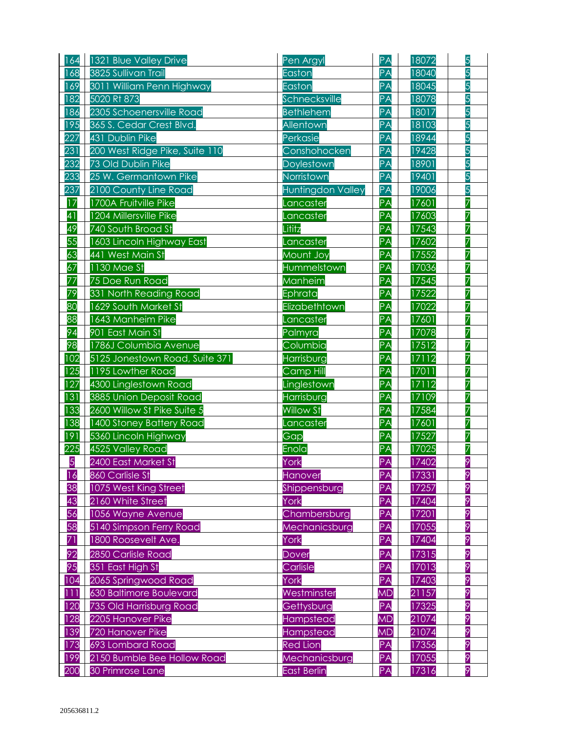| 164 | 1321 Blue Valley Drive | Pen Argyl | PA | 18072 | 5 |
|---|---|---|---|---|---|
| 168 | 3825 Sullivan Trail | Easton | PA | 18040 | 5 |
| 169 | 3011 William Penn Highway | Easton | PA | 18045 | 5 |
| 182 | 5020 Rt 873 | Schnecksville | PA | 18078 | 5 |
| 186 | 2305 Schoenersville Road | Bethlehem | PA | 18017 | 5 |
| 195 | 365 S. Cedar Crest Blvd. | Allentown | PA | 18103 | 5 |
| 227 | 431 Dublin Pike | Perkasie | PA | 18944 | 5 |
| 231 | 200 West Ridge Pike, Suite 110 | Conshohocken | PA | 19428 | 5 |
| 232 | 73 Old Dublin Pike | Doylestown | PA | 18901 | 5 |
| 233 | 25 W. Germantown Pike | Norristown | PA | 19401 | 5 |
| 237 | 2100 County Line Road | Huntingdon Valley | PA | 19006 | 5 |
| 17 | 1700A Fruitville Pike | Lancaster | PA | 17601 | 7 |
| 41 | 1204 Millersville Pike | Lancaster | PA | 17603 | 7 |
| 49 | 740 South Broad St | Lititz | PA | 17543 | 7 |
| 55 | 1603 Lincoln Highway East | Lancaster | PA | 17602 | 7 |
| 63 | 441 West Main St | Mount Joy | PA | 17552 | 7 |
| 67 | 1130 Mae St | Hummelstown | PA | 17036 | 7 |
| 77 | 75 Doe Run Road | Manheim | PA | 17545 | 7 |
| 79 | 331 North Reading Road | Ephrata | PA | 17522 | 7 |
| 80 | 1629 South Market St | Elizabethtown | PA | 17022 | 7 |
| 88 | 1643 Manheim Pike | Lancaster | PA | 17601 | 7 |
| 94 | 901 East Main St | Palmyra | PA | 17078 | 7 |
| 98 | 1786J Columbia Avenue | Columbia | PA | 17512 | 7 |
| 102 | 5125 Jonestown Road, Suite 371 | Harrisburg | PA | 17112 | 7 |
| 125 | 1195 Lowther Road | Camp Hill | PA | 17011 | 7 |
| 127 | 4300 Linglestown Road | Linglestown | PA | 17112 | 7 |
| 131 | 3885 Union Deposit Road | Harrisburg | PA | 17109 | 7 |
| 133 | 2600 Willow St Pike Suite 5 | Willow St | PA | 17584 | 7 |
| 138 | 1400 Stoney Battery Road | Lancaster | PA | 17601 | 7 |
| 191 | 5360 Lincoln Highway | Gap | PA | 17527 | 7 |
| 225 | 4525 Valley Road | Enola | PA | 17025 | 7 |
| 5 | 2400 East Market St | York | PA | 17402 | 9 |
| 16 | 860 Carlisle St | Hanover | PA | 17331 | 9 |
| 38 | 1075 West King Street | Shippensburg | PA | 17257 | 9 |
| 43 | 2160 White Street | York | PA | 17404 | 9 |
| 56 | 1056 Wayne Avenue | Chambersburg | PA | 17201 | 9 |
| 58 | 5140 Simpson Ferry Road | Mechanicsburg | PA | 17055 | 9 |
| 71 | 1800 Roosevelt Ave. | York | PA | 17404 | 9 |
| 92 | 2850 Carlisle Road | Dover | PA | 17315 | 9 |
| 95 | 351 East High St | Carlisle | PA | 17013 | 9 |
| 104 | 2065 Springwood Road | York | PA | 17403 | 9 |
| 111 | 630 Baltimore Boulevard | Westminster | MD | 21157 | 9 |
| 120 | 735 Old Harrisburg Road | Gettysburg | PA | 17325 | 9 |
| 128 | 2205 Hanover Pike | Hampstead | MD | 21074 | 9 |
| 139 | 720 Hanover Pike | Hampstead | MD | 21074 | 9 |
| 173 | 693 Lombard Road | Red Lion | PA | 17356 | 9 |
| 199 | 2150 Bumble Bee Hollow Road | Mechanicsburg | PA | 17055 | 9 |
| 200 | 30 Primrose Lane | East Berlin | PA | 17316 | 9 |

205636811.2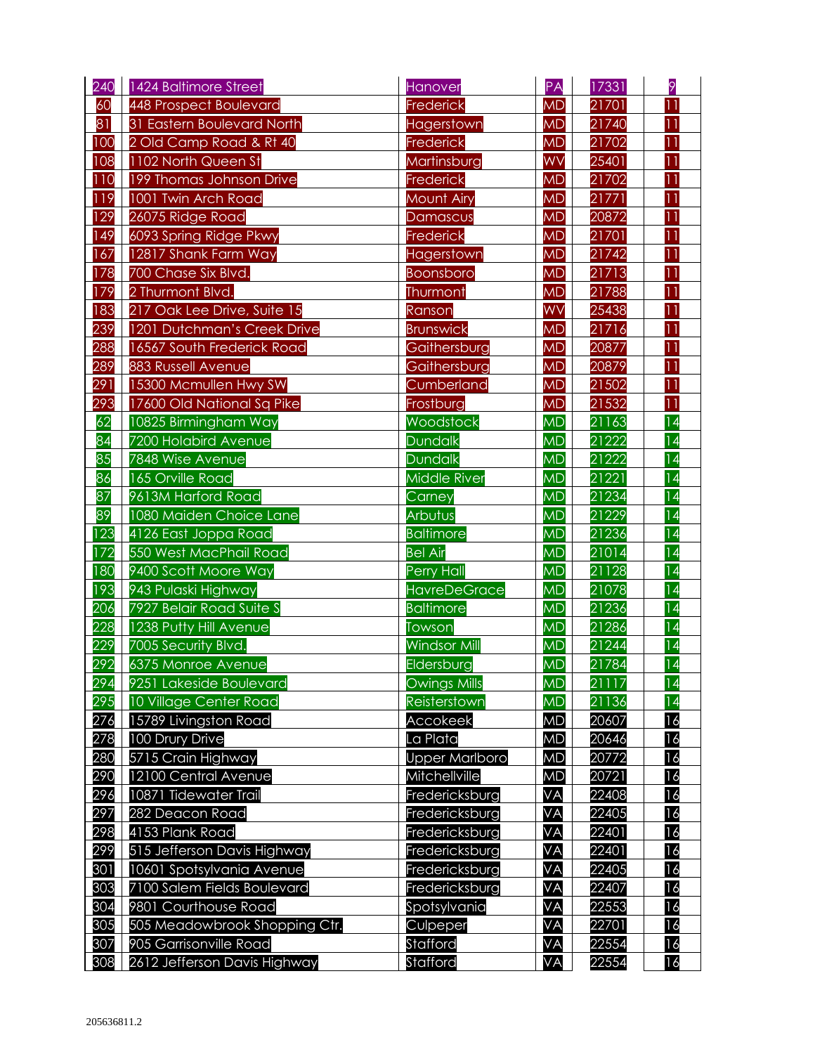| | | | | | |
|---|---|---|---|---|---|
| 240 | 1424 Baltimore Street | Hanover | PA | 17331 | 9 |
| 60 | 448 Prospect Boulevard | Frederick | MD | 21701 | 11 |
| 81 | 31 Eastern Boulevard North | Hagerstown | MD | 21740 | 11 |
| 100 | 2 Old Camp Road & Rt 40 | Frederick | MD | 21702 | 11 |
| 108 | 1102 North Queen St | Martinsburg | WV | 25401 | 11 |
| 110 | 199 Thomas Johnson Drive | Frederick | MD | 21702 | 11 |
| 119 | 1001 Twin Arch Road | Mount Airy | MD | 21771 | 11 |
| 129 | 26075 Ridge Road | Damascus | MD | 20872 | 11 |
| 149 | 6093 Spring Ridge Pkwy | Frederick | MD | 21701 | 11 |
| 167 | 12817 Shank Farm Way | Hagerstown | MD | 21742 | 11 |
| 178 | 700 Chase Six Blvd. | Boonsboro | MD | 21713 | 11 |
| 179 | 2 Thurmont Blvd. | Thurmont | MD | 21788 | 11 |
| 183 | 217 Oak Lee Drive, Suite 15 | Ranson | WV | 25438 | 11 |
| 239 | 1201 Dutchman's Creek Drive | Brunswick | MD | 21716 | 11 |
| 288 | 16567 South Frederick Road | Gaithersburg | MD | 20877 | 11 |
| 289 | 883 Russell Avenue | Gaithersburg | MD | 20879 | 11 |
| 291 | 15300 Mcmullen Hwy SW | Cumberland | MD | 21502 | 11 |
| 293 | 17600 Old National Sq Pike | Frostburg | MD | 21532 | 11 |
| 62 | 10825 Birmingham Way | Woodstock | MD | 21163 | 14 |
| 84 | 7200 Holabird Avenue | Dundalk | MD | 21222 | 14 |
| 85 | 7848 Wise Avenue | Dundalk | MD | 21222 | 14 |
| 86 | 165 Orville Road | Middle River | MD | 21221 | 14 |
| 87 | 9613M Harford Road | Carney | MD | 21234 | 14 |
| 89 | 1080 Maiden Choice Lane | Arbutus | MD | 21229 | 14 |
| 123 | 4126 East Joppa Road | Baltimore | MD | 21236 | 14 |
| 172 | 550 West MacPhail Road | Bel Air | MD | 21014 | 14 |
| 180 | 9400 Scott Moore Way | Perry Hall | MD | 21128 | 14 |
| 193 | 943 Pulaski Highway | HavreDeGrace | MD | 21078 | 14 |
| 206 | 7927 Belair Road Suite S | Baltimore | MD | 21236 | 14 |
| 228 | 1238 Putty Hill Avenue | Towson | MD | 21286 | 14 |
| 229 | 7005 Security Blvd. | Windsor Mill | MD | 21244 | 14 |
| 292 | 6375 Monroe Avenue | Eldersburg | MD | 21784 | 14 |
| 294 | 9251 Lakeside Boulevard | Owings Mills | MD | 21117 | 14 |
| 295 | 10 Village Center Road | Reisterstown | MD | 21136 | 14 |
| 276 | 15789 Livingston Road | Accokeek | MD | 20607 | 16 |
| 278 | 100 Drury Drive | La Plata | MD | 20646 | 16 |
| 280 | 5715 Crain Highway | Upper Marlboro | MD | 20772 | 16 |
| 290 | 12100 Central Avenue | Mitchellville | MD | 20721 | 16 |
| 296 | 10871 Tidewater Trail | Fredericksburg | VA | 22408 | 16 |
| 297 | 282 Deacon Road | Fredericksburg | VA | 22405 | 16 |
| 298 | 4153 Plank Road | Fredericksburg | VA | 22401 | 16 |
| 299 | 515 Jefferson Davis Highway | Fredericksburg | VA | 22401 | 16 |
| 301 | 10601 Spotsylvania Avenue | Fredericksburg | VA | 22405 | 16 |
| 303 | 7100 Salem Fields Boulevard | Fredericksburg | VA | 22407 | 16 |
| 304 | 9801 Courthouse Road | Spotsylvania | VA | 22553 | 16 |
| 305 | 505 Meadowbrook Shopping Ctr. | Culpeper | VA | 22701 | 16 |
| 307 | 905 Garrisonville Road | Stafford | VA | 22554 | 16 |
| 308 | 2612 Jefferson Davis Highway | Stafford | VA | 22554 | 16 |

205636811.2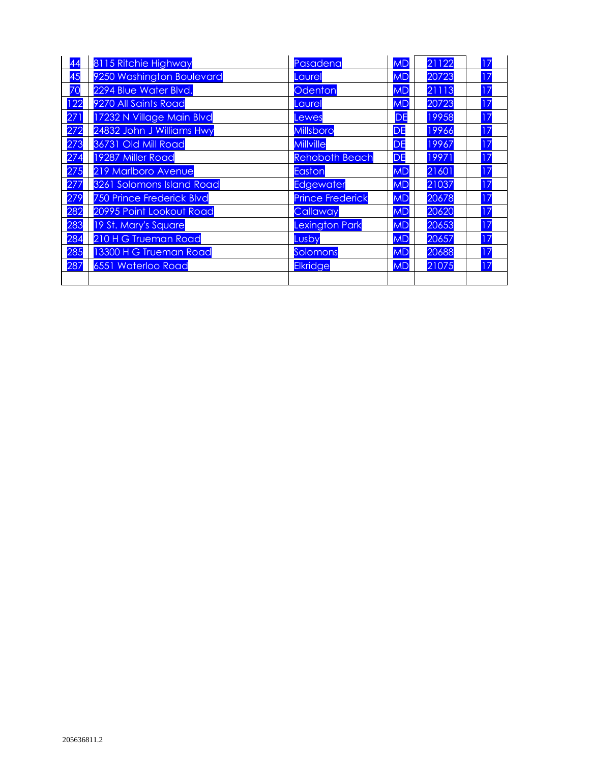| | | | | | |
|---|---|---|---|---|---|
| 44 | 8115 Ritchie Highway | Pasadena | MD | 21122 | 17 |
| 45 | 9250 Washington Boulevard | Laurel | MD | 20723 | 17 |
| 70 | 2294 Blue Water Blvd. | Odenton | MD | 21113 | 17 |
| 122 | 9270 All Saints Road | Laurel | MD | 20723 | 17 |
| 271 | 17232 N Village Main Blvd | Lewes | DE | 19958 | 17 |
| 272 | 24832 John J Williams Hwy | Millsboro | DE | 19966 | 17 |
| 273 | 36731 Old Mill Road | Millville | DE | 19967 | 17 |
| 274 | 19287 Miller Road | Rehoboth Beach | DE | 19971 | 17 |
| 275 | 219 Marlboro Avenue | Easton | MD | 21601 | 17 |
| 277 | 3261 Solomons Island Road | Edgewater | MD | 21037 | 17 |
| 279 | 750 Prince Frederick Blvd | Prince Frederick | MD | 20678 | 17 |
| 282 | 20995 Point Lookout Road | Callaway | MD | 20620 | 17 |
| 283 | 19 St. Mary's Square | Lexington Park | MD | 20653 | 17 |
| 284 | 210 H G Trueman Road | Lusby | MD | 20657 | 17 |
| 285 | 13300 H G Trueman Road | Solomons | MD | 20688 | 17 |
| 287 | 6551 Waterloo Road | Elkridge | MD | 21075 | 17 |
| | | | | | |

205636811.2